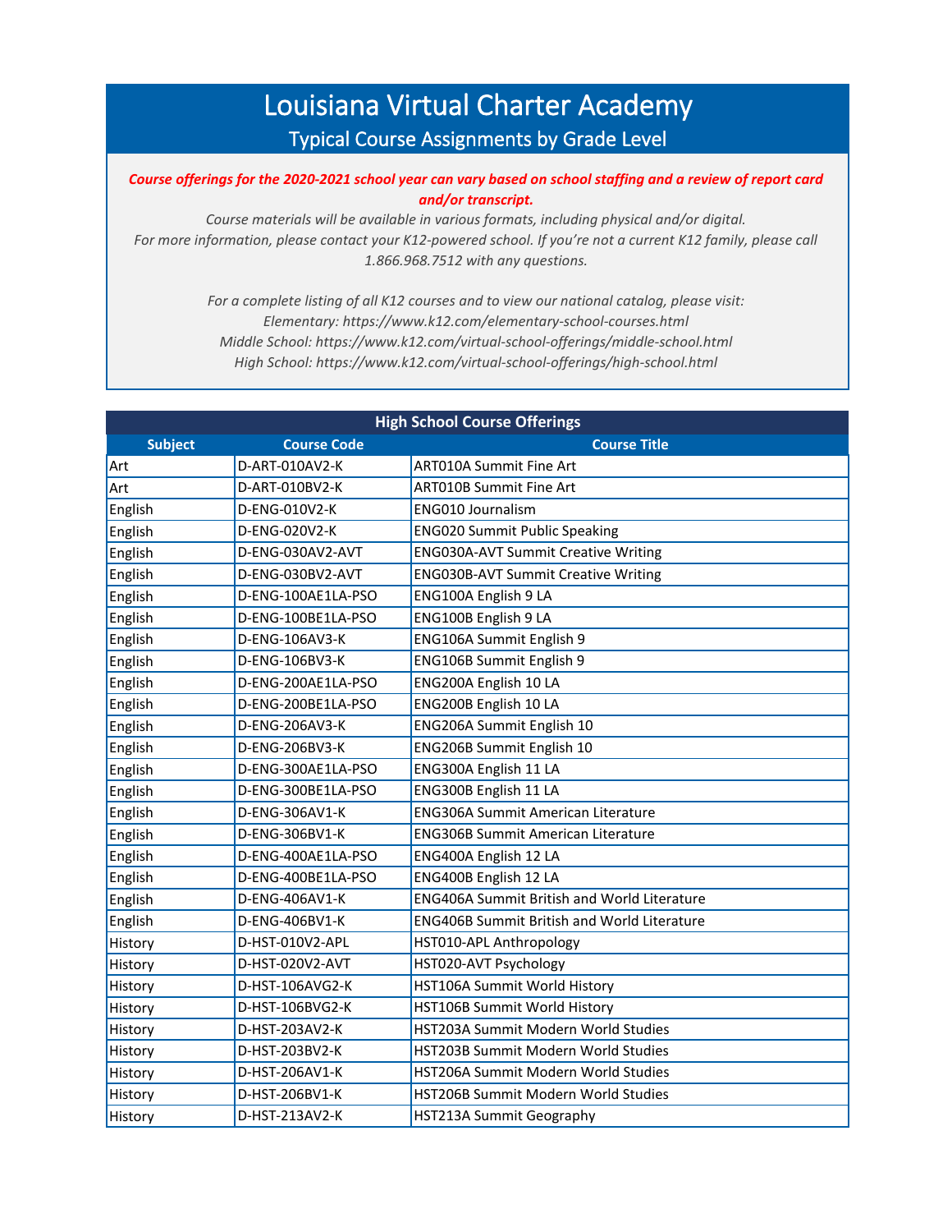# Louisiana Virtual Charter Academy

## Typical Course Assignments by Grade Level

***Course offerings for the 2020-2021 school year can vary based on school staffing and a review of report card and/or transcript.***

*Course materials will be available in various formats, including physical and/or digital.*
*For more information, please contact your K12-powered school. If you're not a current K12 family, please call 1.866.968.7512 with any questions.*

*For a complete listing of all K12 courses and to view our national catalog, please visit:*
*Elementary: https://www.k12.com/elementary-school-courses.html*
*Middle School: https://www.k12.com/virtual-school-offerings/middle-school.html*
*High School: https://www.k12.com/virtual-school-offerings/high-school.html*

| High School Course Offerings | | |
|---|---|---|
| **Subject** | **Course Code** | **Course Title** |
| Art | D-ART-010AV2-K | ART010A Summit Fine Art |
| Art | D-ART-010BV2-K | ART010B Summit Fine Art |
| English | D-ENG-010V2-K | ENG010 Journalism |
| English | D-ENG-020V2-K | ENG020 Summit Public Speaking |
| English | D-ENG-030AV2-AVT | ENG030A-AVT Summit Creative Writing |
| English | D-ENG-030BV2-AVT | ENG030B-AVT Summit Creative Writing |
| English | D-ENG-100AE1LA-PSO | ENG100A English 9 LA |
| English | D-ENG-100BE1LA-PSO | ENG100B English 9 LA |
| English | D-ENG-106AV3-K | ENG106A Summit English 9 |
| English | D-ENG-106BV3-K | ENG106B Summit English 9 |
| English | D-ENG-200AE1LA-PSO | ENG200A English 10 LA |
| English | D-ENG-200BE1LA-PSO | ENG200B English 10 LA |
| English | D-ENG-206AV3-K | ENG206A Summit English 10 |
| English | D-ENG-206BV3-K | ENG206B Summit English 10 |
| English | D-ENG-300AE1LA-PSO | ENG300A English 11 LA |
| English | D-ENG-300BE1LA-PSO | ENG300B English 11 LA |
| English | D-ENG-306AV1-K | ENG306A Summit American Literature |
| English | D-ENG-306BV1-K | ENG306B Summit American Literature |
| English | D-ENG-400AE1LA-PSO | ENG400A English 12 LA |
| English | D-ENG-400BE1LA-PSO | ENG400B English 12 LA |
| English | D-ENG-406AV1-K | ENG406A Summit British and World Literature |
| English | D-ENG-406BV1-K | ENG406B Summit British and World Literature |
| History | D-HST-010V2-APL | HST010-APL Anthropology |
| History | D-HST-020V2-AVT | HST020-AVT Psychology |
| History | D-HST-106AVG2-K | HST106A Summit World History |
| History | D-HST-106BVG2-K | HST106B Summit World History |
| History | D-HST-203AV2-K | HST203A Summit Modern World Studies |
| History | D-HST-203BV2-K | HST203B Summit Modern World Studies |
| History | D-HST-206AV1-K | HST206A Summit Modern World Studies |
| History | D-HST-206BV1-K | HST206B Summit Modern World Studies |
| History | D-HST-213AV2-K | HST213A Summit Geography |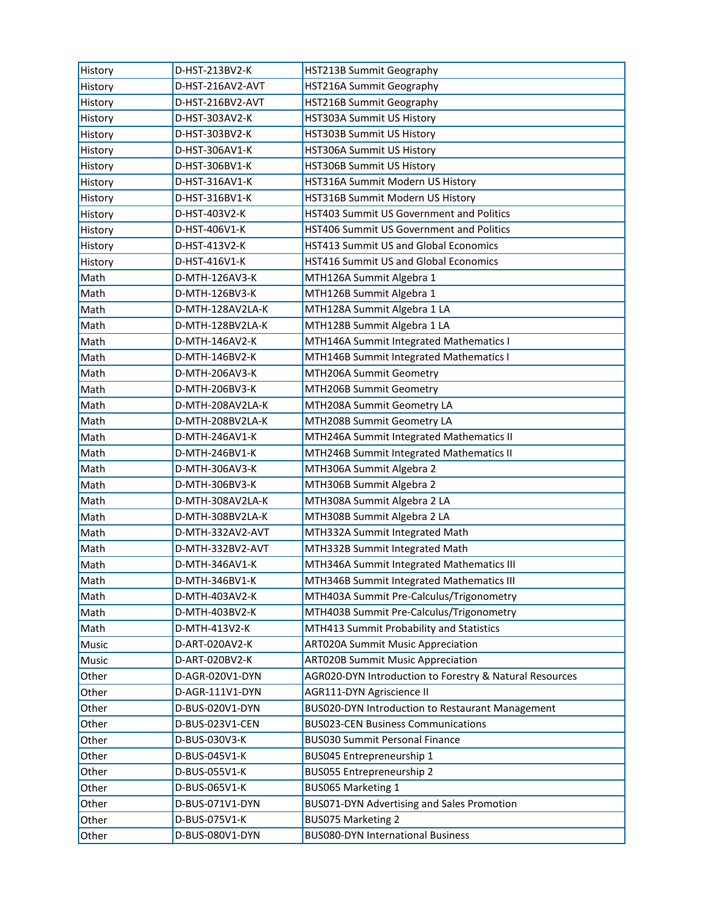| History | D-HST-213BV2-K | HST213B Summit Geography |
|---|---|---|
| History | D-HST-216AV2-AVT | HST216A Summit Geography |
| History | D-HST-216BV2-AVT | HST216B Summit Geography |
| History | D-HST-303AV2-K | HST303A Summit US History |
| History | D-HST-303BV2-K | HST303B Summit US History |
| History | D-HST-306AV1-K | HST306A Summit US History |
| History | D-HST-306BV1-K | HST306B Summit US History |
| History | D-HST-316AV1-K | HST316A Summit Modern US History |
| History | D-HST-316BV1-K | HST316B Summit Modern US History |
| History | D-HST-403V2-K | HST403 Summit US Government and Politics |
| History | D-HST-406V1-K | HST406 Summit US Government and Politics |
| History | D-HST-413V2-K | HST413 Summit US and Global Economics |
| History | D-HST-416V1-K | HST416 Summit US and Global Economics |
| Math | D-MTH-126AV3-K | MTH126A Summit Algebra 1 |
| Math | D-MTH-126BV3-K | MTH126B Summit Algebra 1 |
| Math | D-MTH-128AV2LA-K | MTH128A Summit Algebra 1 LA |
| Math | D-MTH-128BV2LA-K | MTH128B Summit Algebra 1 LA |
| Math | D-MTH-146AV2-K | MTH146A Summit Integrated Mathematics I |
| Math | D-MTH-146BV2-K | MTH146B Summit Integrated Mathematics I |
| Math | D-MTH-206AV3-K | MTH206A Summit Geometry |
| Math | D-MTH-206BV3-K | MTH206B Summit Geometry |
| Math | D-MTH-208AV2LA-K | MTH208A Summit Geometry LA |
| Math | D-MTH-208BV2LA-K | MTH208B Summit Geometry LA |
| Math | D-MTH-246AV1-K | MTH246A Summit Integrated Mathematics II |
| Math | D-MTH-246BV1-K | MTH246B Summit Integrated Mathematics II |
| Math | D-MTH-306AV3-K | MTH306A Summit Algebra 2 |
| Math | D-MTH-306BV3-K | MTH306B Summit Algebra 2 |
| Math | D-MTH-308AV2LA-K | MTH308A Summit Algebra 2 LA |
| Math | D-MTH-308BV2LA-K | MTH308B Summit Algebra 2 LA |
| Math | D-MTH-332AV2-AVT | MTH332A Summit Integrated Math |
| Math | D-MTH-332BV2-AVT | MTH332B Summit Integrated Math |
| Math | D-MTH-346AV1-K | MTH346A Summit Integrated Mathematics III |
| Math | D-MTH-346BV1-K | MTH346B Summit Integrated Mathematics III |
| Math | D-MTH-403AV2-K | MTH403A Summit Pre-Calculus/Trigonometry |
| Math | D-MTH-403BV2-K | MTH403B Summit Pre-Calculus/Trigonometry |
| Math | D-MTH-413V2-K | MTH413 Summit Probability and Statistics |
| Music | D-ART-020AV2-K | ART020A Summit Music Appreciation |
| Music | D-ART-020BV2-K | ART020B Summit Music Appreciation |
| Other | D-AGR-020V1-DYN | AGR020-DYN Introduction to Forestry & Natural Resources |
| Other | D-AGR-111V1-DYN | AGR111-DYN Agriscience II |
| Other | D-BUS-020V1-DYN | BUS020-DYN Introduction to Restaurant Management |
| Other | D-BUS-023V1-CEN | BUS023-CEN Business Communications |
| Other | D-BUS-030V3-K | BUS030 Summit Personal Finance |
| Other | D-BUS-045V1-K | BUS045 Entrepreneurship 1 |
| Other | D-BUS-055V1-K | BUS055 Entrepreneurship 2 |
| Other | D-BUS-065V1-K | BUS065 Marketing 1 |
| Other | D-BUS-071V1-DYN | BUS071-DYN Advertising and Sales Promotion |
| Other | D-BUS-075V1-K | BUS075 Marketing 2 |
| Other | D-BUS-080V1-DYN | BUS080-DYN International Business |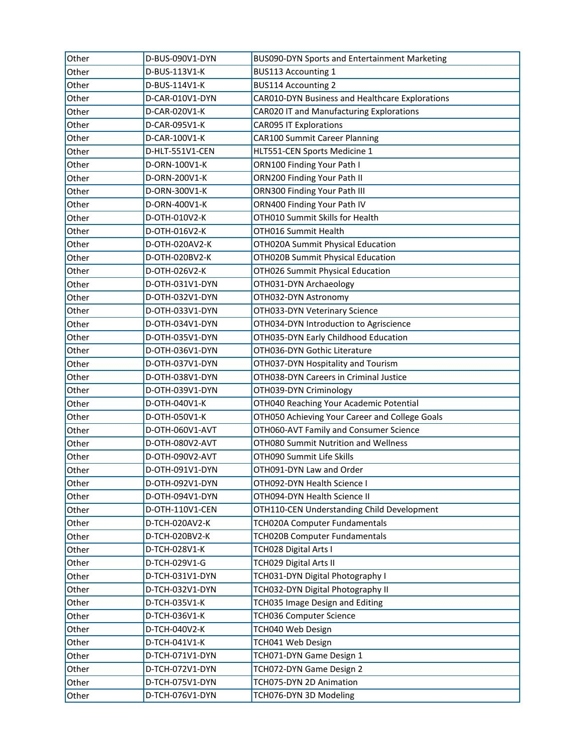| Other | D-BUS-090V1-DYN | BUS090-DYN Sports and Entertainment Marketing |
|---|---|---|
| Other | D-BUS-113V1-K | BUS113 Accounting 1 |
| Other | D-BUS-114V1-K | BUS114 Accounting 2 |
| Other | D-CAR-010V1-DYN | CAR010-DYN Business and Healthcare Explorations |
| Other | D-CAR-020V1-K | CAR020 IT and Manufacturing Explorations |
| Other | D-CAR-095V1-K | CAR095 IT Explorations |
| Other | D-CAR-100V1-K | CAR100 Summit Career Planning |
| Other | D-HLT-551V1-CEN | HLT551-CEN Sports Medicine 1 |
| Other | D-ORN-100V1-K | ORN100 Finding Your Path I |
| Other | D-ORN-200V1-K | ORN200 Finding Your Path II |
| Other | D-ORN-300V1-K | ORN300 Finding Your Path III |
| Other | D-ORN-400V1-K | ORN400 Finding Your Path IV |
| Other | D-OTH-010V2-K | OTH010 Summit Skills for Health |
| Other | D-OTH-016V2-K | OTH016 Summit Health |
| Other | D-OTH-020AV2-K | OTH020A Summit Physical Education |
| Other | D-OTH-020BV2-K | OTH020B Summit Physical Education |
| Other | D-OTH-026V2-K | OTH026 Summit Physical Education |
| Other | D-OTH-031V1-DYN | OTH031-DYN Archaeology |
| Other | D-OTH-032V1-DYN | OTH032-DYN Astronomy |
| Other | D-OTH-033V1-DYN | OTH033-DYN Veterinary Science |
| Other | D-OTH-034V1-DYN | OTH034-DYN Introduction to Agriscience |
| Other | D-OTH-035V1-DYN | OTH035-DYN Early Childhood Education |
| Other | D-OTH-036V1-DYN | OTH036-DYN Gothic Literature |
| Other | D-OTH-037V1-DYN | OTH037-DYN Hospitality and Tourism |
| Other | D-OTH-038V1-DYN | OTH038-DYN Careers in Criminal Justice |
| Other | D-OTH-039V1-DYN | OTH039-DYN Criminology |
| Other | D-OTH-040V1-K | OTH040 Reaching Your Academic Potential |
| Other | D-OTH-050V1-K | OTH050 Achieving Your Career and College Goals |
| Other | D-OTH-060V1-AVT | OTH060-AVT Family and Consumer Science |
| Other | D-OTH-080V2-AVT | OTH080 Summit Nutrition and Wellness |
| Other | D-OTH-090V2-AVT | OTH090 Summit Life Skills |
| Other | D-OTH-091V1-DYN | OTH091-DYN Law and Order |
| Other | D-OTH-092V1-DYN | OTH092-DYN Health Science I |
| Other | D-OTH-094V1-DYN | OTH094-DYN Health Science II |
| Other | D-OTH-110V1-CEN | OTH110-CEN Understanding Child Development |
| Other | D-TCH-020AV2-K | TCH020A Computer Fundamentals |
| Other | D-TCH-020BV2-K | TCH020B Computer Fundamentals |
| Other | D-TCH-028V1-K | TCH028 Digital Arts I |
| Other | D-TCH-029V1-G | TCH029 Digital Arts II |
| Other | D-TCH-031V1-DYN | TCH031-DYN Digital Photography I |
| Other | D-TCH-032V1-DYN | TCH032-DYN Digital Photography II |
| Other | D-TCH-035V1-K | TCH035 Image Design and Editing |
| Other | D-TCH-036V1-K | TCH036 Computer Science |
| Other | D-TCH-040V2-K | TCH040 Web Design |
| Other | D-TCH-041V1-K | TCH041 Web Design |
| Other | D-TCH-071V1-DYN | TCH071-DYN Game Design 1 |
| Other | D-TCH-072V1-DYN | TCH072-DYN Game Design 2 |
| Other | D-TCH-075V1-DYN | TCH075-DYN 2D Animation |
| Other | D-TCH-076V1-DYN | TCH076-DYN 3D Modeling |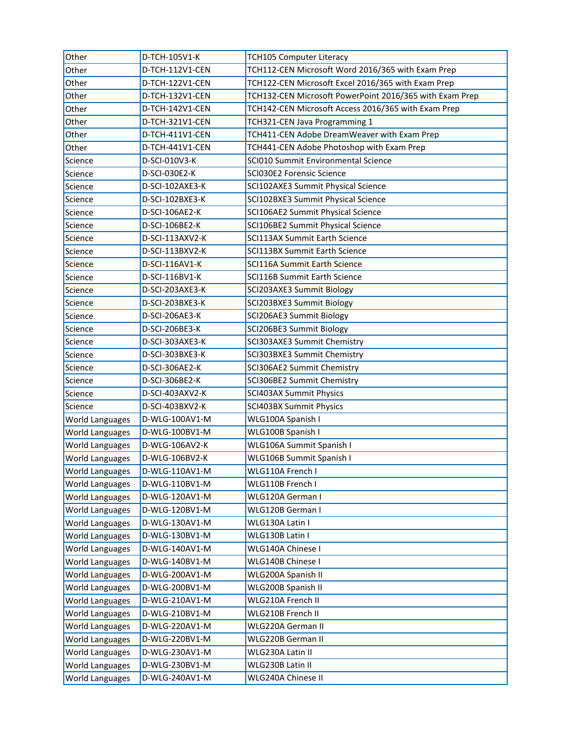| Other | D-TCH-105V1-K | TCH105 Computer Literacy |
|---|---|---|
| Other | D-TCH-112V1-CEN | TCH112-CEN Microsoft Word 2016/365 with Exam Prep |
| Other | D-TCH-122V1-CEN | TCH122-CEN Microsoft Excel 2016/365 with Exam Prep |
| Other | D-TCH-132V1-CEN | TCH132-CEN Microsoft PowerPoint 2016/365 with Exam Prep |
| Other | D-TCH-142V1-CEN | TCH142-CEN Microsoft Access 2016/365 with Exam Prep |
| Other | D-TCH-321V1-CEN | TCH321-CEN Java Programming 1 |
| Other | D-TCH-411V1-CEN | TCH411-CEN Adobe DreamWeaver with Exam Prep |
| Other | D-TCH-441V1-CEN | TCH441-CEN Adobe Photoshop with Exam Prep |
| Science | D-SCI-010V3-K | SCI010 Summit Environmental Science |
| Science | D-SCI-030E2-K | SCI030E2 Forensic Science |
| Science | D-SCI-102AXE3-K | SCI102AXE3 Summit Physical Science |
| Science | D-SCI-102BXE3-K | SCI102BXE3 Summit Physical Science |
| Science | D-SCI-106AE2-K | SCI106AE2 Summit Physical Science |
| Science | D-SCI-106BE2-K | SCI106BE2 Summit Physical Science |
| Science | D-SCI-113AXV2-K | SCI113AX Summit Earth Science |
| Science | D-SCI-113BXV2-K | SCI113BX Summit Earth Science |
| Science | D-SCI-116AV1-K | SCI116A Summit Earth Science |
| Science | D-SCI-116BV1-K | SCI116B Summit Earth Science |
| Science | D-SCI-203AXE3-K | SCI203AXE3 Summit Biology |
| Science | D-SCI-203BXE3-K | SCI203BXE3 Summit Biology |
| Science | D-SCI-206AE3-K | SCI206AE3 Summit Biology |
| Science | D-SCI-206BE3-K | SCI206BE3 Summit Biology |
| Science | D-SCI-303AXE3-K | SCI303AXE3 Summit Chemistry |
| Science | D-SCI-303BXE3-K | SCI303BXE3 Summit Chemistry |
| Science | D-SCI-306AE2-K | SCI306AE2 Summit Chemistry |
| Science | D-SCI-306BE2-K | SCI306BE2 Summit Chemistry |
| Science | D-SCI-403AXV2-K | SCI403AX Summit Physics |
| Science | D-SCI-403BXV2-K | SCI403BX Summit Physics |
| World Languages | D-WLG-100AV1-M | WLG100A Spanish I |
| World Languages | D-WLG-100BV1-M | WLG100B Spanish I |
| World Languages | D-WLG-106AV2-K | WLG106A Summit Spanish I |
| World Languages | D-WLG-106BV2-K | WLG106B Summit Spanish I |
| World Languages | D-WLG-110AV1-M | WLG110A French I |
| World Languages | D-WLG-110BV1-M | WLG110B French I |
| World Languages | D-WLG-120AV1-M | WLG120A German I |
| World Languages | D-WLG-120BV1-M | WLG120B German I |
| World Languages | D-WLG-130AV1-M | WLG130A Latin I |
| World Languages | D-WLG-130BV1-M | WLG130B Latin I |
| World Languages | D-WLG-140AV1-M | WLG140A Chinese I |
| World Languages | D-WLG-140BV1-M | WLG140B Chinese I |
| World Languages | D-WLG-200AV1-M | WLG200A Spanish II |
| World Languages | D-WLG-200BV1-M | WLG200B Spanish II |
| World Languages | D-WLG-210AV1-M | WLG210A French II |
| World Languages | D-WLG-210BV1-M | WLG210B French II |
| World Languages | D-WLG-220AV1-M | WLG220A German II |
| World Languages | D-WLG-220BV1-M | WLG220B German II |
| World Languages | D-WLG-230AV1-M | WLG230A Latin II |
| World Languages | D-WLG-230BV1-M | WLG230B Latin II |
| World Languages | D-WLG-240AV1-M | WLG240A Chinese II |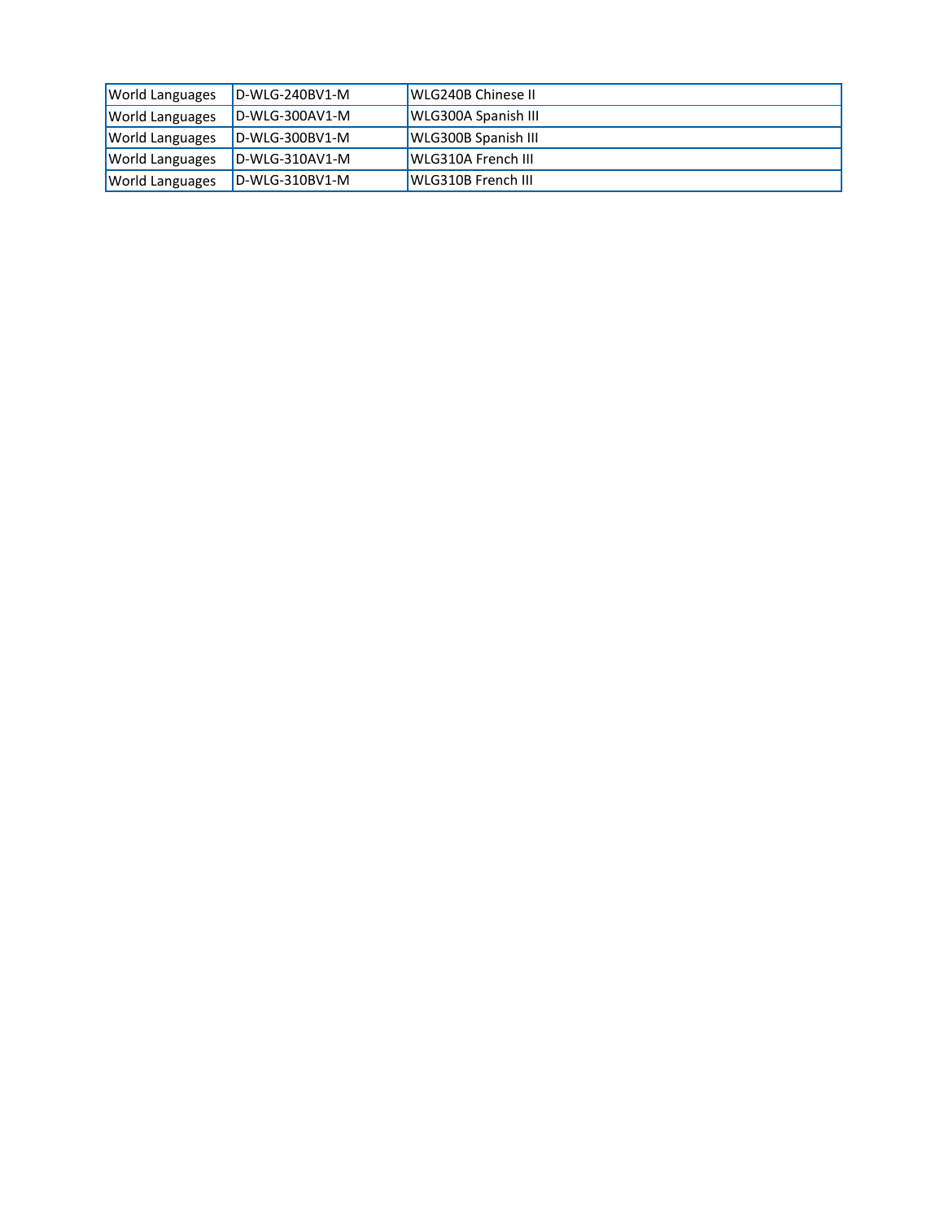| | | |
|---|---|---|
| World Languages | D-WLG-240BV1-M | WLG240B Chinese II |
| World Languages | D-WLG-300AV1-M | WLG300A Spanish III |
| World Languages | D-WLG-300BV1-M | WLG300B Spanish III |
| World Languages | D-WLG-310AV1-M | WLG310A French III |
| World Languages | D-WLG-310BV1-M | WLG310B French III |